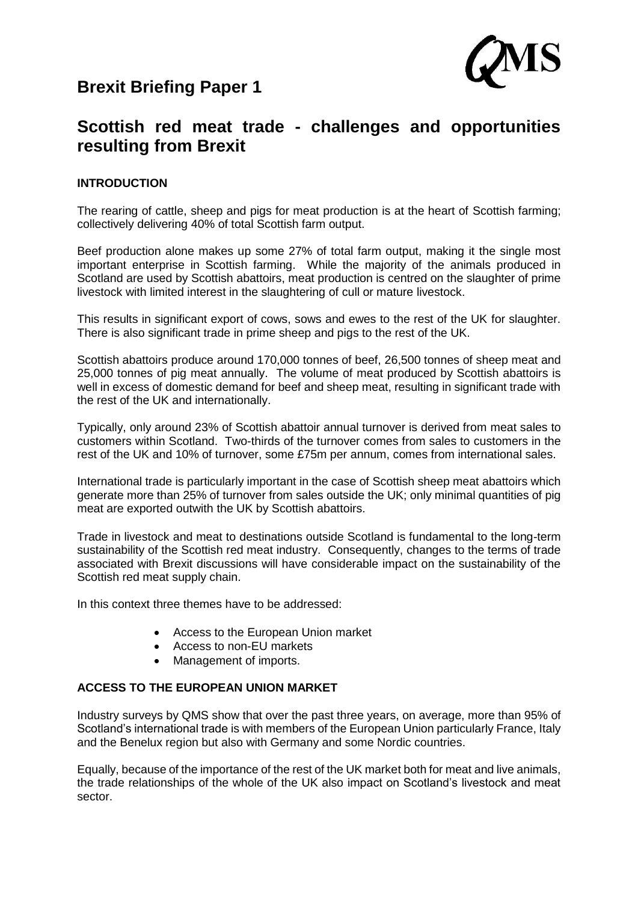# Brexit Briefing Paper 1

QMS

## Scottish red meat trade - challenges and opportunities resulting from Brexit

### INTRODUCTION

The rearing of cattle, sheep and pigs for meat production is at the heart of Scottish farming; collectively delivering 40% of total Scottish farm output.

Beef production alone makes up some 27% of total farm output, making it the single most important enterprise in Scottish farming. While the majority of the animals produced in Scotland are used by Scottish abattoirs, meat production is centred on the slaughter of prime livestock with limited interest in the slaughtering of cull or mature livestock.

This results in significant export of cows, sows and ewes to the rest of the UK for slaughter. There is also significant trade in prime sheep and pigs to the rest of the UK.

Scottish abattoirs produce around 170,000 tonnes of beef, 26,500 tonnes of sheep meat and 25,000 tonnes of pig meat annually. The volume of meat produced by Scottish abattoirs is well in excess of domestic demand for beef and sheep meat, resulting in significant trade with the rest of the UK and internationally.

Typically, only around 23% of Scottish abattoir annual turnover is derived from meat sales to customers within Scotland. Two-thirds of the turnover comes from sales to customers in the rest of the UK and 10% of turnover, some £75m per annum, comes from international sales.

International trade is particularly important in the case of Scottish sheep meat abattoirs which generate more than 25% of turnover from sales outside the UK; only minimal quantities of pig meat are exported outwith the UK by Scottish abattoirs.

Trade in livestock and meat to destinations outside Scotland is fundamental to the long-term sustainability of the Scottish red meat industry. Consequently, changes to the terms of trade associated with Brexit discussions will have considerable impact on the sustainability of the Scottish red meat supply chain.

In this context three themes have to be addressed:

- Access to the European Union market
- Access to non-EU markets
- Management of imports.

### ACCESS TO THE EUROPEAN UNION MARKET

Industry surveys by QMS show that over the past three years, on average, more than 95% of Scotland's international trade is with members of the European Union particularly France, Italy and the Benelux region but also with Germany and some Nordic countries.

Equally, because of the importance of the rest of the UK market both for meat and live animals, the trade relationships of the whole of the UK also impact on Scotland's livestock and meat sector.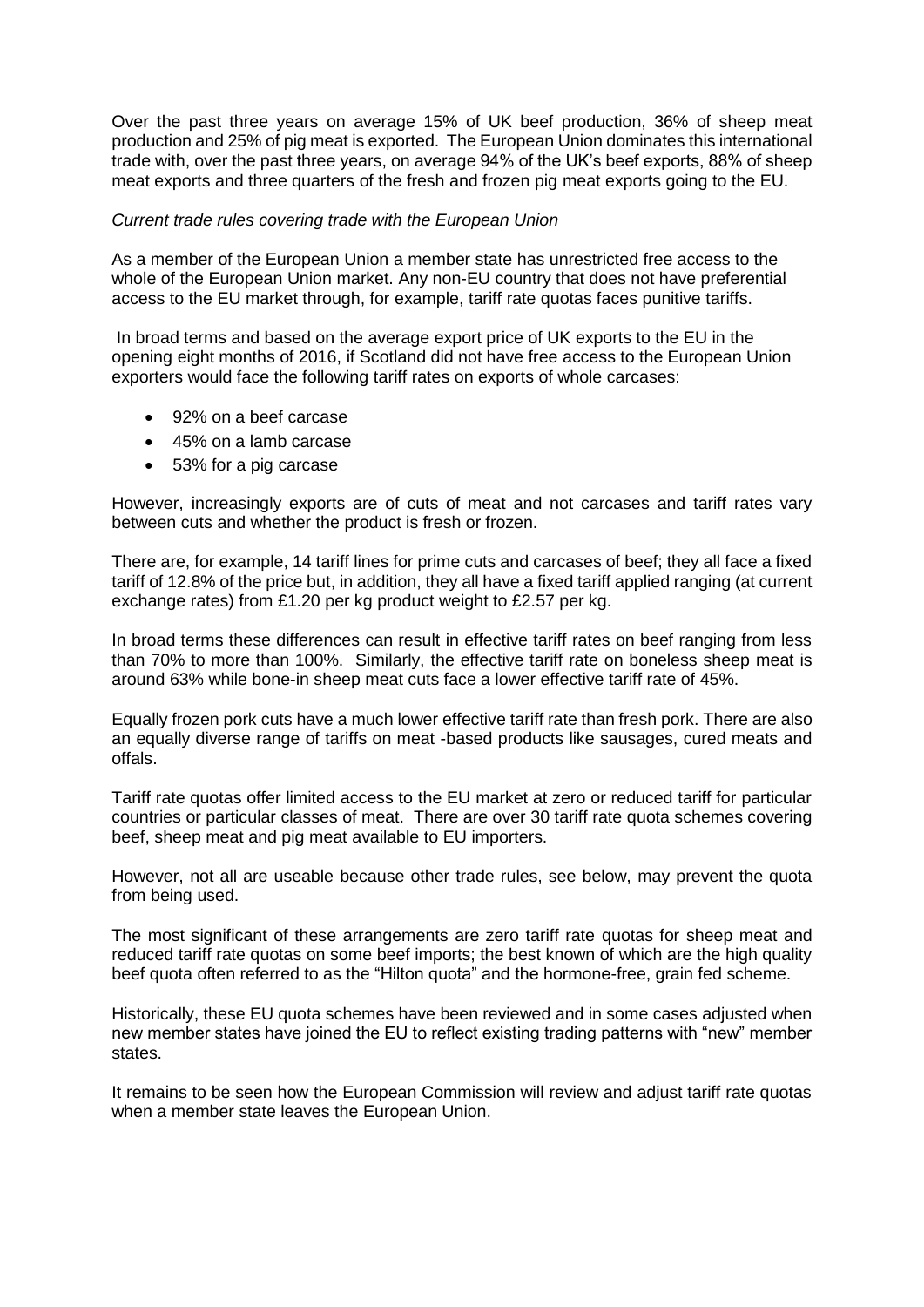Over the past three years on average 15% of UK beef production, 36% of sheep meat production and 25% of pig meat is exported. The European Union dominates this international trade with, over the past three years, on average 94% of the UK's beef exports, 88% of sheep meat exports and three quarters of the fresh and frozen pig meat exports going to the EU.

*Current trade rules covering trade with the European Union*

As a member of the European Union a member state has unrestricted free access to the whole of the European Union market. Any non-EU country that does not have preferential access to the EU market through, for example, tariff rate quotas faces punitive tariffs.

In broad terms and based on the average export price of UK exports to the EU in the opening eight months of 2016, if Scotland did not have free access to the European Union exporters would face the following tariff rates on exports of whole carcases:

- 92% on a beef carcase
- 45% on a lamb carcase
- 53% for a pig carcase

However, increasingly exports are of cuts of meat and not carcases and tariff rates vary between cuts and whether the product is fresh or frozen.

There are, for example, 14 tariff lines for prime cuts and carcases of beef; they all face a fixed tariff of 12.8% of the price but, in addition, they all have a fixed tariff applied ranging (at current exchange rates) from £1.20 per kg product weight to £2.57 per kg.

In broad terms these differences can result in effective tariff rates on beef ranging from less than 70% to more than 100%. Similarly, the effective tariff rate on boneless sheep meat is around 63% while bone-in sheep meat cuts face a lower effective tariff rate of 45%.

Equally frozen pork cuts have a much lower effective tariff rate than fresh pork. There are also an equally diverse range of tariffs on meat -based products like sausages, cured meats and offals.

Tariff rate quotas offer limited access to the EU market at zero or reduced tariff for particular countries or particular classes of meat. There are over 30 tariff rate quota schemes covering beef, sheep meat and pig meat available to EU importers.

However, not all are useable because other trade rules, see below, may prevent the quota from being used.

The most significant of these arrangements are zero tariff rate quotas for sheep meat and reduced tariff rate quotas on some beef imports; the best known of which are the high quality beef quota often referred to as the "Hilton quota" and the hormone-free, grain fed scheme.

Historically, these EU quota schemes have been reviewed and in some cases adjusted when new member states have joined the EU to reflect existing trading patterns with "new" member states.

It remains to be seen how the European Commission will review and adjust tariff rate quotas when a member state leaves the European Union.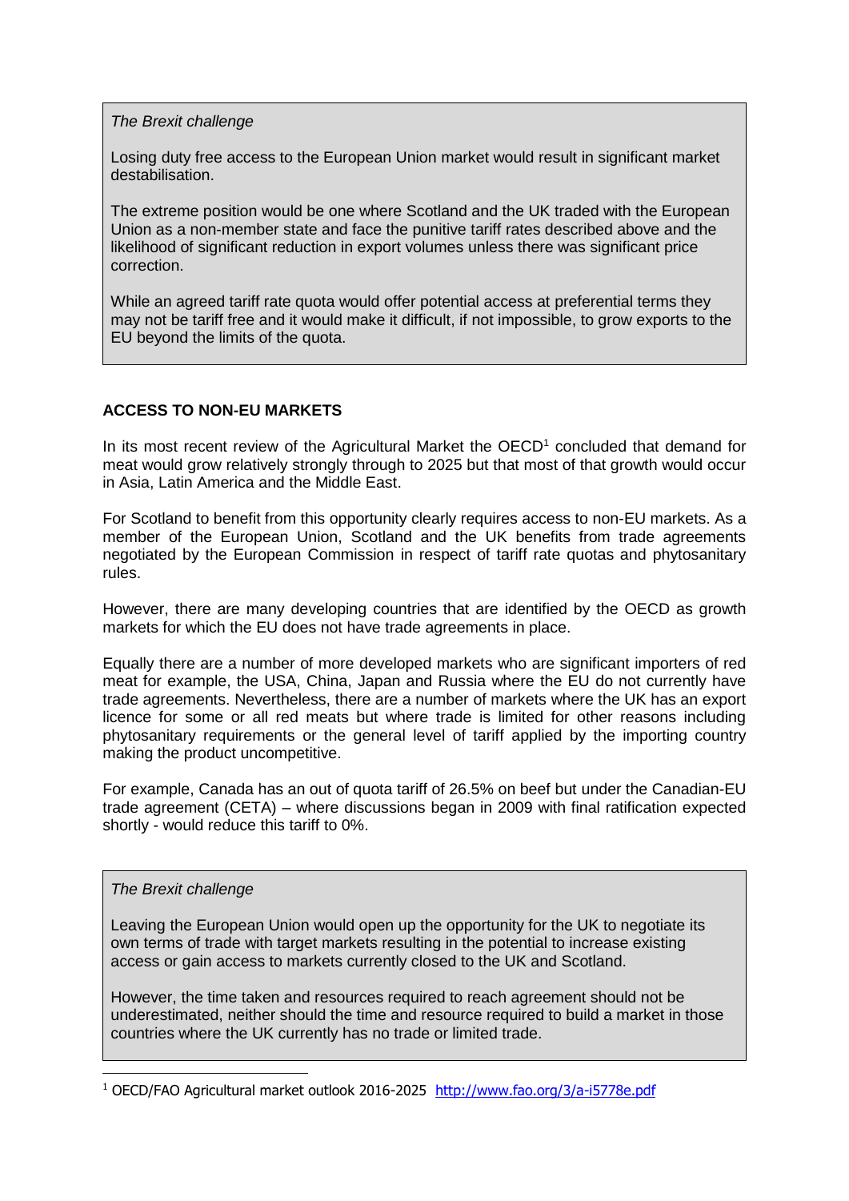> *The Brexit challenge*
>
> Losing duty free access to the European Union market would result in significant market destabilisation.
>
> The extreme position would be one where Scotland and the UK traded with the European Union as a non-member state and face the punitive tariff rates described above and the likelihood of significant reduction in export volumes unless there was significant price correction.
>
> While an agreed tariff rate quota would offer potential access at preferential terms they may not be tariff free and it would make it difficult, if not impossible, to grow exports to the EU beyond the limits of the quota.

## ACCESS TO NON-EU MARKETS

In its most recent review of the Agricultural Market the OECD[1] concluded that demand for meat would grow relatively strongly through to 2025 but that most of that growth would occur in Asia, Latin America and the Middle East.

For Scotland to benefit from this opportunity clearly requires access to non-EU markets. As a member of the European Union, Scotland and the UK benefits from trade agreements negotiated by the European Commission in respect of tariff rate quotas and phytosanitary rules.

However, there are many developing countries that are identified by the OECD as growth markets for which the EU does not have trade agreements in place.

Equally there are a number of more developed markets who are significant importers of red meat for example, the USA, China, Japan and Russia where the EU do not currently have trade agreements. Nevertheless, there are a number of markets where the UK has an export licence for some or all red meats but where trade is limited for other reasons including phytosanitary requirements or the general level of tariff applied by the importing country making the product uncompetitive.

For example, Canada has an out of quota tariff of 26.5% on beef but under the Canadian-EU trade agreement (CETA) – where discussions began in 2009 with final ratification expected shortly - would reduce this tariff to 0%.

> *The Brexit challenge*
>
> Leaving the European Union would open up the opportunity for the UK to negotiate its own terms of trade with target markets resulting in the potential to increase existing access or gain access to markets currently closed to the UK and Scotland.
>
> However, the time taken and resources required to reach agreement should not be underestimated, neither should the time and resource required to build a market in those countries where the UK currently has no trade or limited trade.

---

[1] OECD/FAO Agricultural market outlook 2016-2025 http://www.fao.org/3/a-i5778e.pdf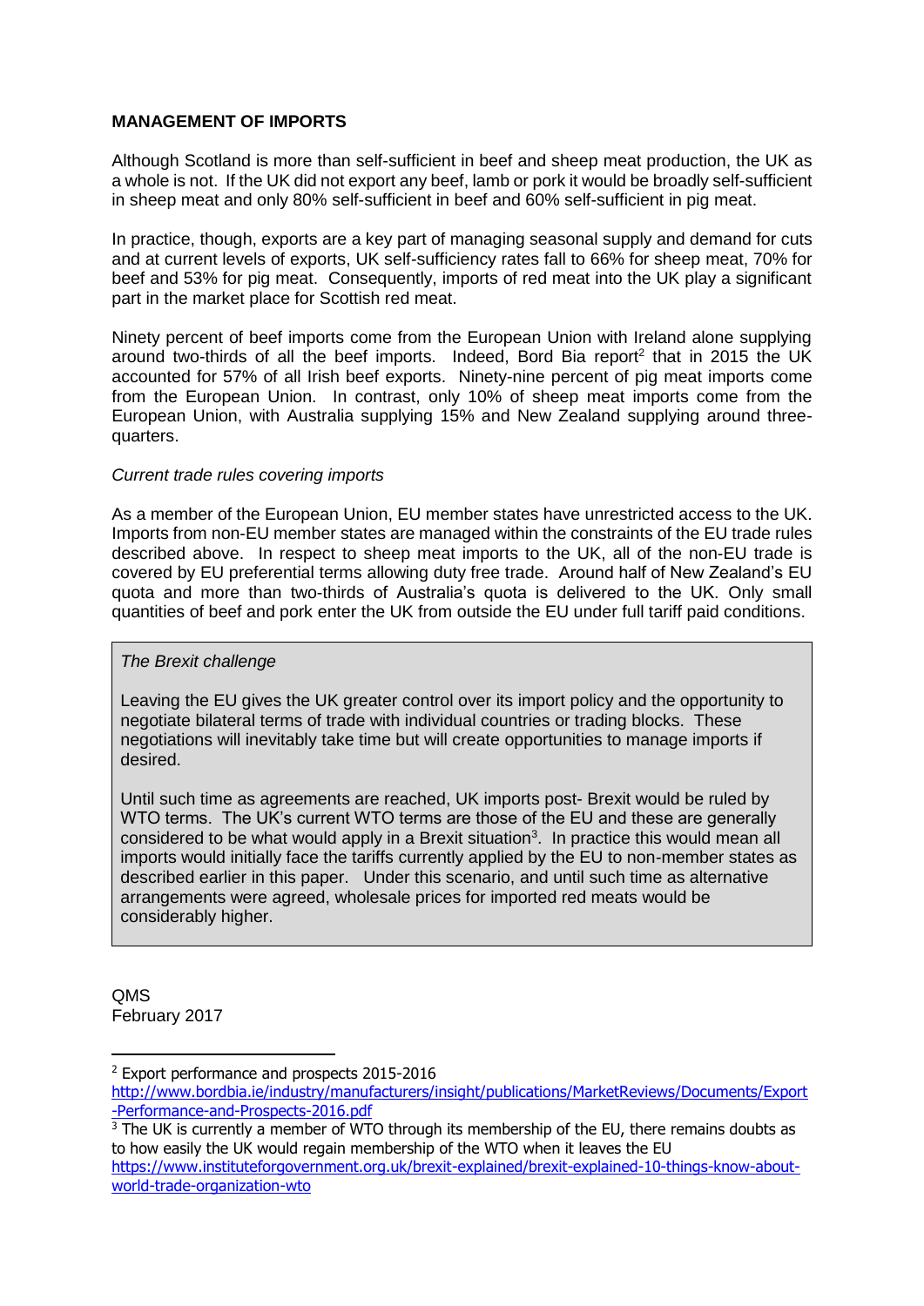**MANAGEMENT OF IMPORTS**

Although Scotland is more than self-sufficient in beef and sheep meat production, the UK as a whole is not. If the UK did not export any beef, lamb or pork it would be broadly self-sufficient in sheep meat and only 80% self-sufficient in beef and 60% self-sufficient in pig meat.

In practice, though, exports are a key part of managing seasonal supply and demand for cuts and at current levels of exports, UK self-sufficiency rates fall to 66% for sheep meat, 70% for beef and 53% for pig meat. Consequently, imports of red meat into the UK play a significant part in the market place for Scottish red meat.

Ninety percent of beef imports come from the European Union with Ireland alone supplying around two-thirds of all the beef imports. Indeed, Bord Bia report[2] that in 2015 the UK accounted for 57% of all Irish beef exports. Ninety-nine percent of pig meat imports come from the European Union. In contrast, only 10% of sheep meat imports come from the European Union, with Australia supplying 15% and New Zealand supplying around three-quarters.

*Current trade rules covering imports*

As a member of the European Union, EU member states have unrestricted access to the UK. Imports from non-EU member states are managed within the constraints of the EU trade rules described above. In respect to sheep meat imports to the UK, all of the non-EU trade is covered by EU preferential terms allowing duty free trade. Around half of New Zealand's EU quota and more than two-thirds of Australia's quota is delivered to the UK. Only small quantities of beef and pork enter the UK from outside the EU under full tariff paid conditions.

*The Brexit challenge*

Leaving the EU gives the UK greater control over its import policy and the opportunity to negotiate bilateral terms of trade with individual countries or trading blocks. These negotiations will inevitably take time but will create opportunities to manage imports if desired.

Until such time as agreements are reached, UK imports post- Brexit would be ruled by WTO terms. The UK's current WTO terms are those of the EU and these are generally considered to be what would apply in a Brexit situation[3]. In practice this would mean all imports would initially face the tariffs currently applied by the EU to non-member states as described earlier in this paper. Under this scenario, and until such time as alternative arrangements were agreed, wholesale prices for imported red meats would be considerably higher.

QMS
February 2017

---

[2] Export performance and prospects 2015-2016
http://www.bordbia.ie/industry/manufacturers/insight/publications/MarketReviews/Documents/Export-Performance-and-Prospects-2016.pdf

[3] The UK is currently a member of WTO through its membership of the EU, there remains doubts as to how easily the UK would regain membership of the WTO when it leaves the EU
https://www.instituteforgovernment.org.uk/brexit-explained/brexit-explained-10-things-know-about-world-trade-organization-wto